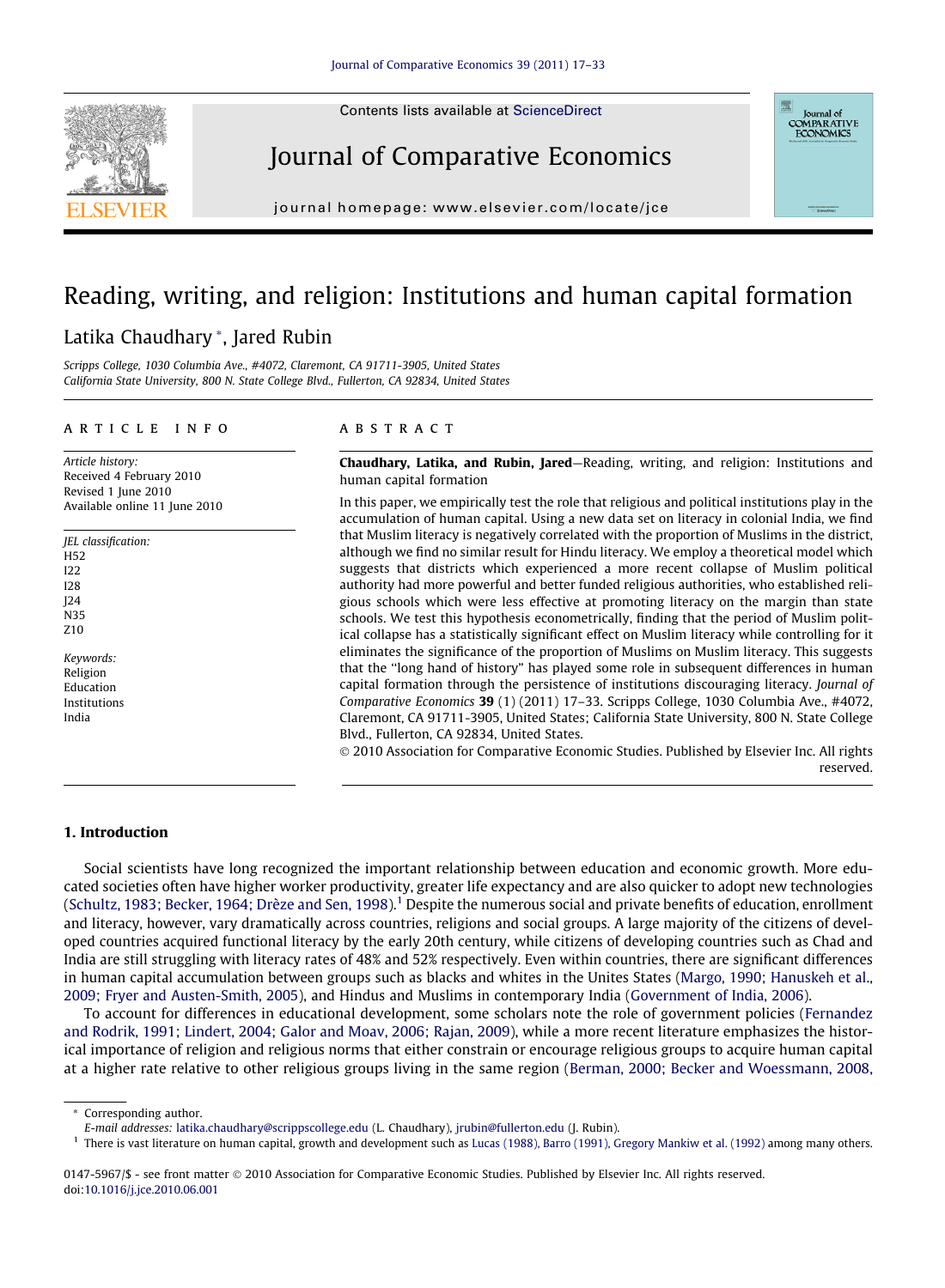# Reading, writing, and religion: Institutions and human capital formation

Latika Chaudhary *, Jared Rubin

*Scripps College, 1030 Columbia Ave., #4072, Claremont, CA 91711-3905, United States*
*California State University, 800 N. State College Blvd., Fullerton, CA 92834, United States*

## ARTICLE INFO

*Article history:*
Received 4 February 2010
Revised 1 June 2010
Available online 11 June 2010

*JEL classification:*
H52
I22
I28
J24
N35
Z10

*Keywords:*
Religion
Education
Institutions
India

## ABSTRACT

**Chaudhary, Latika, and Rubin, Jared**—Reading, writing, and religion: Institutions and human capital formation

In this paper, we empirically test the role that religious and political institutions play in the accumulation of human capital. Using a new data set on literacy in colonial India, we find that Muslim literacy is negatively correlated with the proportion of Muslims in the district, although we find no similar result for Hindu literacy. We employ a theoretical model which suggests that districts which experienced a more recent collapse of Muslim political authority had more powerful and better funded religious authorities, who established religious schools which were less effective at promoting literacy on the margin than state schools. We test this hypothesis econometrically, finding that the period of Muslim political collapse has a statistically significant effect on Muslim literacy while controlling for it eliminates the significance of the proportion of Muslims on Muslim literacy. This suggests that the "long hand of history" has played some role in subsequent differences in human capital formation through the persistence of institutions discouraging literacy. *Journal of Comparative Economics* **39** (1) (2011) 17–33. Scripps College, 1030 Columbia Ave., #4072, Claremont, CA 91711-3905, United States; California State University, 800 N. State College Blvd., Fullerton, CA 92834, United States.

© 2010 Association for Comparative Economic Studies. Published by Elsevier Inc. All rights reserved.

## 1. Introduction

Social scientists have long recognized the important relationship between education and economic growth. More educated societies often have higher worker productivity, greater life expectancy and are also quicker to adopt new technologies (Schultz, 1983; Becker, 1964; Drèze and Sen, 1998).[1] Despite the numerous social and private benefits of education, enrollment and literacy, however, vary dramatically across countries, religions and social groups. A large majority of the citizens of developed countries acquired functional literacy by the early 20th century, while citizens of developing countries such as Chad and India are still struggling with literacy rates of 48% and 52% respectively. Even within countries, there are significant differences in human capital accumulation between groups such as blacks and whites in the Unites States (Margo, 1990; Hanuskeh et al., 2009; Fryer and Austen-Smith, 2005), and Hindus and Muslims in contemporary India (Government of India, 2006).

To account for differences in educational development, some scholars note the role of government policies (Fernandez and Rodrik, 1991; Lindert, 2004; Galor and Moav, 2006; Rajan, 2009), while a more recent literature emphasizes the historical importance of religion and religious norms that either constrain or encourage religious groups to acquire human capital at a higher rate relative to other religious groups living in the same region (Berman, 2000; Becker and Woessmann, 2008,

---

* Corresponding author.
*E-mail addresses:* latika.chaudhary@scrippscollege.edu (L. Chaudhary), jrubin@fullerton.edu (J. Rubin).

[1] There is vast literature on human capital, growth and development such as Lucas (1988), Barro (1991), Gregory Mankiw et al. (1992) among many others.

0147-5967/$ - see front matter © 2010 Association for Comparative Economic Studies. Published by Elsevier Inc. All rights reserved.
doi:10.1016/j.jce.2010.06.001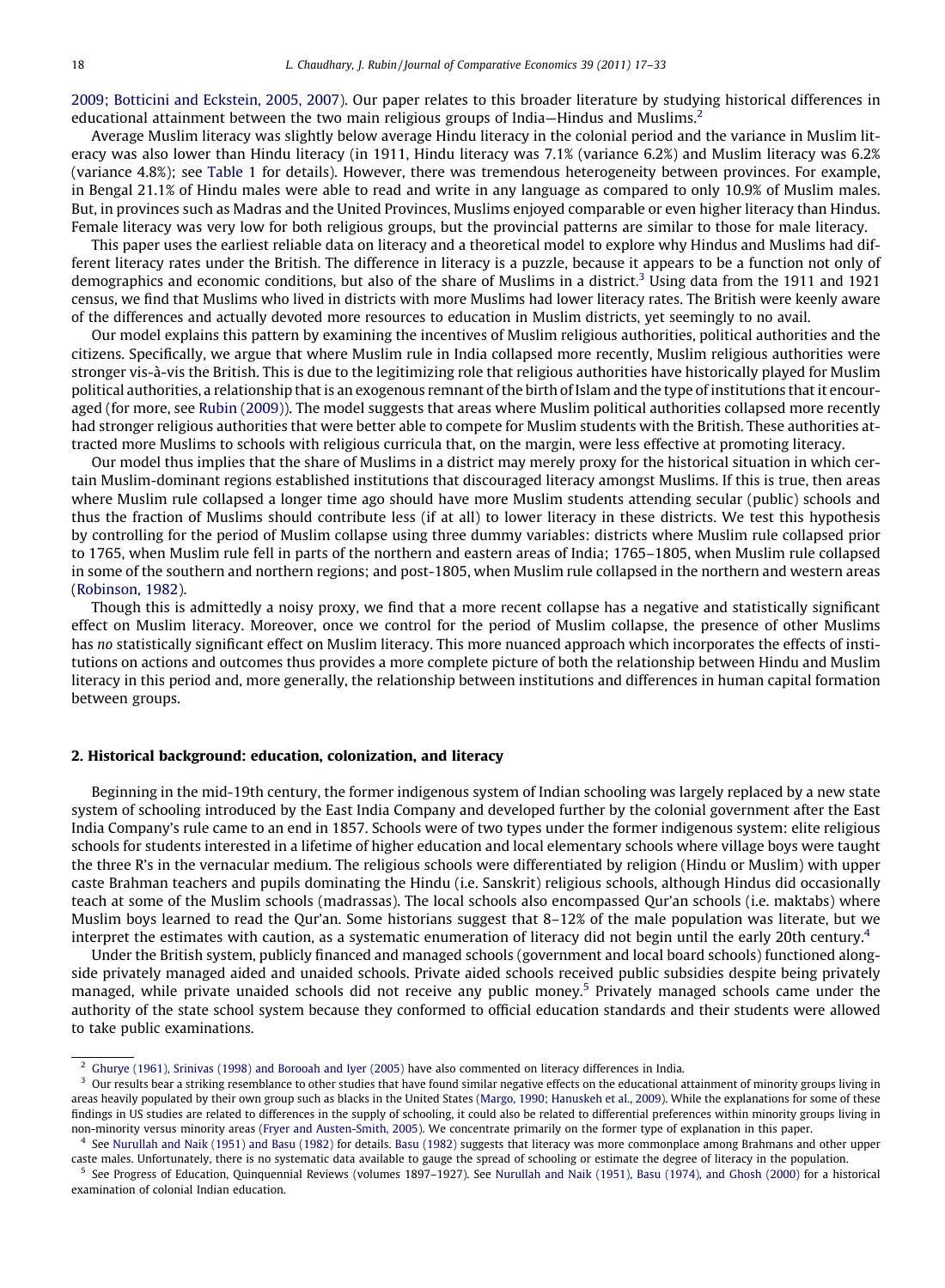2009; Botticini and Eckstein, 2005, 2007). Our paper relates to this broader literature by studying historical differences in educational attainment between the two main religious groups of India—Hindus and Muslims.[2]

Average Muslim literacy was slightly below average Hindu literacy in the colonial period and the variance in Muslim literacy was also lower than Hindu literacy (in 1911, Hindu literacy was 7.1% (variance 6.2%) and Muslim literacy was 6.2% (variance 4.8%); see Table 1 for details). However, there was tremendous heterogeneity between provinces. For example, in Bengal 21.1% of Hindu males were able to read and write in any language as compared to only 10.9% of Muslim males. But, in provinces such as Madras and the United Provinces, Muslims enjoyed comparable or even higher literacy than Hindus. Female literacy was very low for both religious groups, but the provincial patterns are similar to those for male literacy.

This paper uses the earliest reliable data on literacy and a theoretical model to explore why Hindus and Muslims had different literacy rates under the British. The difference in literacy is a puzzle, because it appears to be a function not only of demographics and economic conditions, but also of the share of Muslims in a district.[3] Using data from the 1911 and 1921 census, we find that Muslims who lived in districts with more Muslims had lower literacy rates. The British were keenly aware of the differences and actually devoted more resources to education in Muslim districts, yet seemingly to no avail.

Our model explains this pattern by examining the incentives of Muslim religious authorities, political authorities and the citizens. Specifically, we argue that where Muslim rule in India collapsed more recently, Muslim religious authorities were stronger vis-à-vis the British. This is due to the legitimizing role that religious authorities have historically played for Muslim political authorities, a relationship that is an exogenous remnant of the birth of Islam and the type of institutions that it encouraged (for more, see Rubin (2009)). The model suggests that areas where Muslim political authorities collapsed more recently had stronger religious authorities that were better able to compete for Muslim students with the British. These authorities attracted more Muslims to schools with religious curricula that, on the margin, were less effective at promoting literacy.

Our model thus implies that the share of Muslims in a district may merely proxy for the historical situation in which certain Muslim-dominant regions established institutions that discouraged literacy amongst Muslims. If this is true, then areas where Muslim rule collapsed a longer time ago should have more Muslim students attending secular (public) schools and thus the fraction of Muslims should contribute less (if at all) to lower literacy in these districts. We test this hypothesis by controlling for the period of Muslim collapse using three dummy variables: districts where Muslim rule collapsed prior to 1765, when Muslim rule fell in parts of the northern and eastern areas of India; 1765–1805, when Muslim rule collapsed in some of the southern and northern regions; and post-1805, when Muslim rule collapsed in the northern and western areas (Robinson, 1982).

Though this is admittedly a noisy proxy, we find that a more recent collapse has a negative and statistically significant effect on Muslim literacy. Moreover, once we control for the period of Muslim collapse, the presence of other Muslims has *no* statistically significant effect on Muslim literacy. This more nuanced approach which incorporates the effects of institutions on actions and outcomes thus provides a more complete picture of both the relationship between Hindu and Muslim literacy in this period and, more generally, the relationship between institutions and differences in human capital formation between groups.

## 2. Historical background: education, colonization, and literacy

Beginning in the mid-19th century, the former indigenous system of Indian schooling was largely replaced by a new state system of schooling introduced by the East India Company and developed further by the colonial government after the East India Company's rule came to an end in 1857. Schools were of two types under the former indigenous system: elite religious schools for students interested in a lifetime of higher education and local elementary schools where village boys were taught the three R's in the vernacular medium. The religious schools were differentiated by religion (Hindu or Muslim) with upper caste Brahman teachers and pupils dominating the Hindu (i.e. Sanskrit) religious schools, although Hindus did occasionally teach at some of the Muslim schools (madrassas). The local schools also encompassed Qur'an schools (i.e. maktabs) where Muslim boys learned to read the Qur'an. Some historians suggest that 8–12% of the male population was literate, but we interpret the estimates with caution, as a systematic enumeration of literacy did not begin until the early 20th century.[4]

Under the British system, publicly financed and managed schools (government and local board schools) functioned alongside privately managed aided and unaided schools. Private aided schools received public subsidies despite being privately managed, while private unaided schools did not receive any public money.[5] Privately managed schools came under the authority of the state school system because they conformed to official education standards and their students were allowed to take public examinations.

---

[2] Ghurye (1961), Srinivas (1998) and Borooah and Iyer (2005) have also commented on literacy differences in India.

[3] Our results bear a striking resemblance to other studies that have found similar negative effects on the educational attainment of minority groups living in areas heavily populated by their own group such as blacks in the United States (Margo, 1990; Hanuskeh et al., 2009). While the explanations for some of these findings in US studies are related to differences in the supply of schooling, it could also be related to differential preferences within minority groups living in non-minority versus minority areas (Fryer and Austen-Smith, 2005). We concentrate primarily on the former type of explanation in this paper.

[4] See Nurullah and Naik (1951) and Basu (1982) for details. Basu (1982) suggests that literacy was more commonplace among Brahmans and other upper caste males. Unfortunately, there is no systematic data available to gauge the spread of schooling or estimate the degree of literacy in the population.

[5] See Progress of Education, Quinquennial Reviews (volumes 1897–1927). See Nurullah and Naik (1951), Basu (1974), and Ghosh (2000) for a historical examination of colonial Indian education.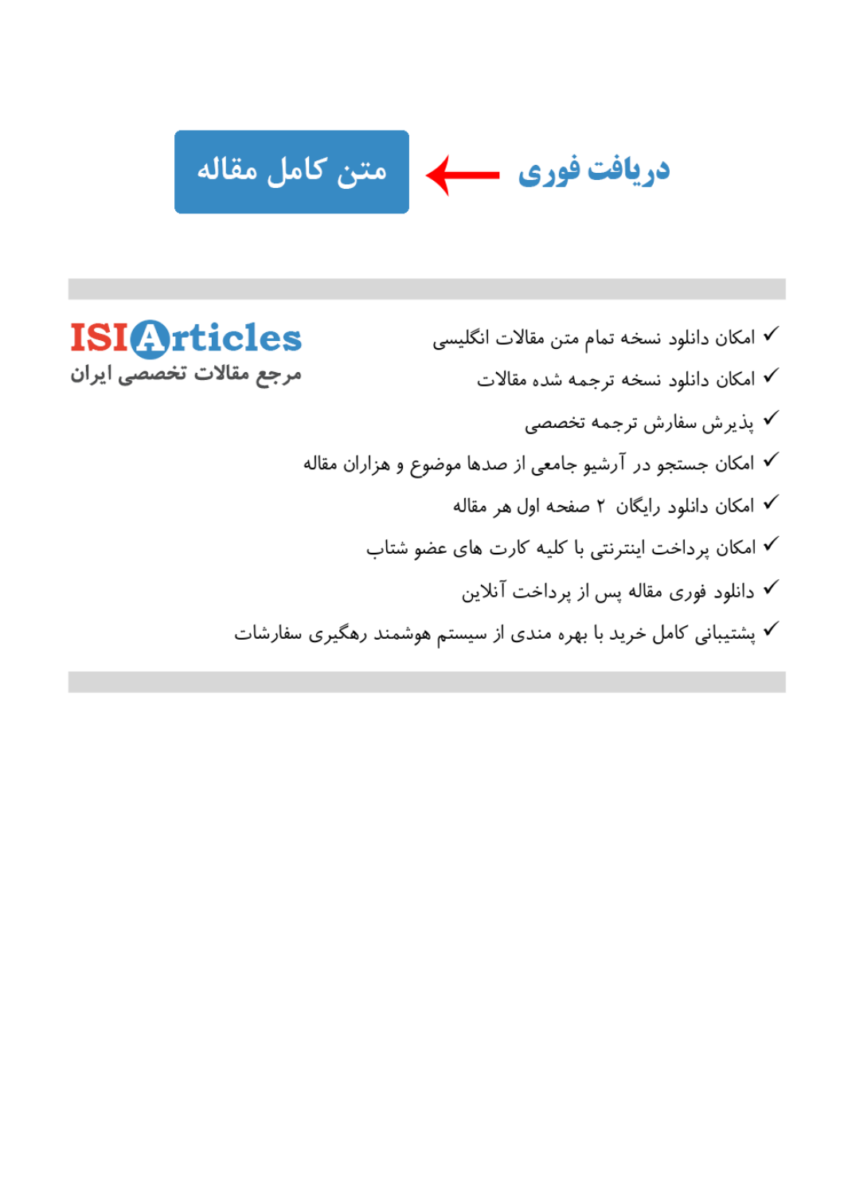دریافت فوری ← متن کامل مقاله

**ISIArticles**
مرجع مقالات تخصصی ایران

- ✓ امکان دانلود نسخه تمام متن مقالات انگلیسی
- ✓ امکان دانلود نسخه ترجمه شده مقالات
- ✓ پذیرش سفارش ترجمه تخصصی
- ✓ امکان جستجو در آرشیو جامعی از صدها موضوع و هزاران مقاله
- ✓ امکان دانلود رایگان ۲ صفحه اول هر مقاله
- ✓ امکان پرداخت اینترنتی با کلیه کارت های عضو شتاب
- ✓ دانلود فوری مقاله پس از پرداخت آنلاین
- ✓ پشتیبانی کامل خرید با بهره مندی از سیستم هوشمند رهگیری سفارشات